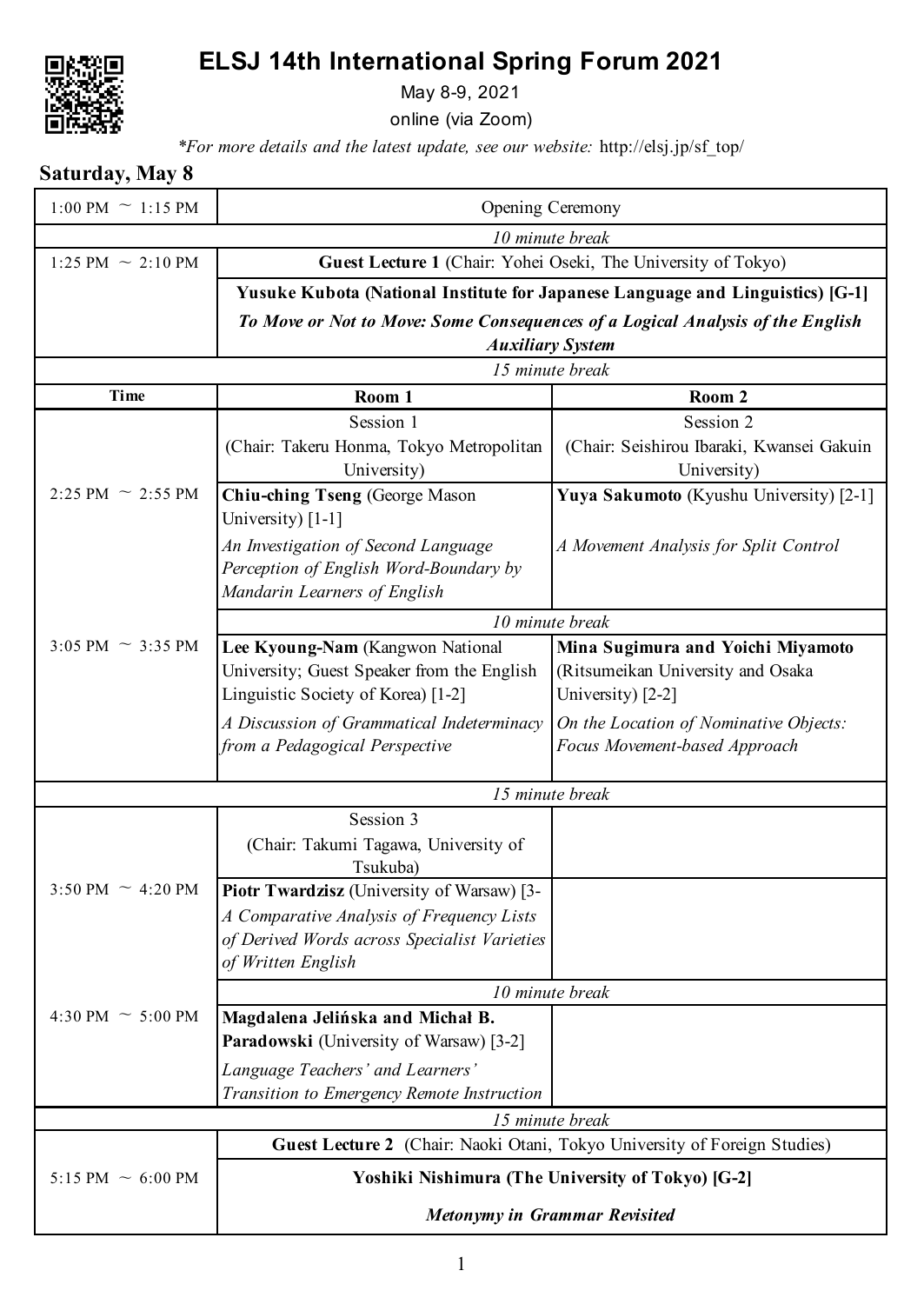# ELSJ 14th International Spring Forum 2021

May 8-9, 2021

online (via Zoom)

*\*For more details and the latest update, see our website:* http://elsj.jp/sf_top/

## Saturday, May 8

| Time | Room 1 | Room 2 |
|---|---|---|
| 1:00 PM ~ 1:15 PM | Opening Ceremony | |
| | *10 minute break* | |
| 1:25 PM ~ 2:10 PM | **Guest Lecture 1** (Chair: Yohei Oseki, The University of Tokyo)<br>**Yusuke Kubota (National Institute for Japanese Language and Linguistics) [G-1]**<br>***To Move or Not to Move: Some Consequences of a Logical Analysis of the English Auxiliary System*** | |
| | *15 minute break* | |
| | Session 1<br>(Chair: Takeru Honma, Tokyo Metropolitan University) | Session 2<br>(Chair: Seishirou Ibaraki, Kwansei Gakuin University) |
| 2:25 PM ~ 2:55 PM | **Chiu-ching Tseng** (George Mason University) [1-1]<br>*An Investigation of Second Language Perception of English Word-Boundary by Mandarin Learners of English* | **Yuya Sakumoto** (Kyushu University) [2-1]<br>*A Movement Analysis for Split Control* |
| | *10 minute break* | |
| 3:05 PM ~ 3:35 PM | **Lee Kyoung-Nam** (Kangwon National University; Guest Speaker from the English Linguistic Society of Korea) [1-2]<br>*A Discussion of Grammatical Indeterminacy from a Pedagogical Perspective* | **Mina Sugimura and Yoichi Miyamoto** (Ritsumeikan University and Osaka University) [2-2]<br>*On the Location of Nominative Objects: Focus Movement-based Approach* |
| | *15 minute break* | |
| | Session 3<br>(Chair: Takumi Tagawa, University of Tsukuba) | |
| 3:50 PM ~ 4:20 PM | **Piotr Twardzisz** (University of Warsaw) [3-<br>*A Comparative Analysis of Frequency Lists of Derived Words across Specialist Varieties of Written English* | |
| | *10 minute break* | |
| 4:30 PM ~ 5:00 PM | **Magdalena Jelińska and Michał B. Paradowski** (University of Warsaw) [3-2]<br>*Language Teachers' and Learners' Transition to Emergency Remote Instruction* | |
| | *15 minute break* | |
| 5:15 PM ~ 6:00 PM | **Guest Lecture 2** (Chair: Naoki Otani, Tokyo University of Foreign Studies)<br>**Yoshiki Nishimura (The University of Tokyo) [G-2]**<br>***Metonymy in Grammar Revisited*** | |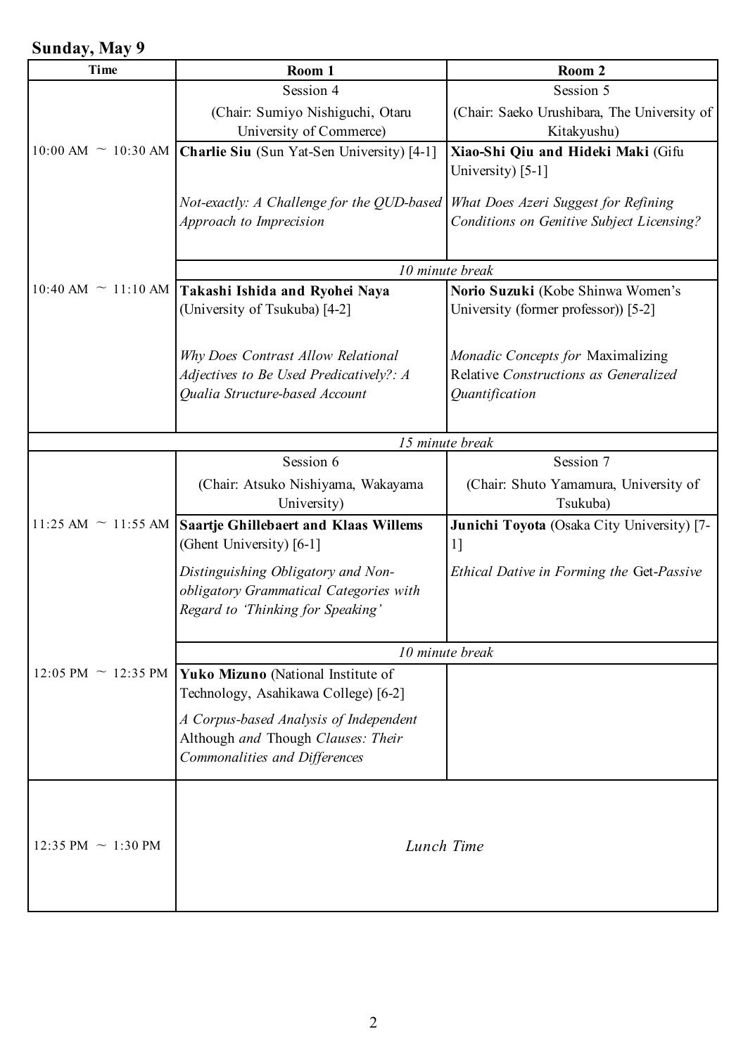## Sunday, May 9

| Time | Room 1 | Room 2 |
|---|---|---|
| | Session 4<br>(Chair: Sumiyo Nishiguchi, Otaru University of Commerce) | Session 5<br>(Chair: Saeko Urushibara, The University of Kitakyushu) |
| 10:00 AM ～ 10:30 AM | **Charlie Siu** (Sun Yat-Sen University) [4-1]<br><br>*Not-exactly: A Challenge for the QUD-based Approach to Imprecision* | **Xiao-Shi Qiu and Hideki Maki** (Gifu University) [5-1]<br><br>*What Does Azeri Suggest for Refining Conditions on Genitive Subject Licensing?* |
| | *10 minute break* | |
| 10:40 AM ～ 11:10 AM | **Takashi Ishida and Ryohei Naya** (University of Tsukuba) [4-2]<br><br>*Why Does Contrast Allow Relational Adjectives to Be Used Predicatively?: A Qualia Structure-based Account* | **Norio Suzuki** (Kobe Shinwa Women's University (former professor)) [5-2]<br><br>*Monadic Concepts for* Maximalizing Relative *Constructions as Generalized Quantification* |
| | *15 minute break* | |
| | Session 6<br>(Chair: Atsuko Nishiyama, Wakayama University) | Session 7<br>(Chair: Shuto Yamamura, University of Tsukuba) |
| 11:25 AM ～ 11:55 AM | **Saartje Ghillebaert and Klaas Willems** (Ghent University) [6-1]<br><br>*Distinguishing Obligatory and Non-obligatory Grammatical Categories with Regard to 'Thinking for Speaking'* | **Junichi Toyota** (Osaka City University) [7-1]<br><br>*Ethical Dative in Forming the* Get-*Passive* |
| | *10 minute break* | |
| 12:05 PM ～ 12:35 PM | **Yuko Mizuno** (National Institute of Technology, Asahikawa College) [6-2]<br><br>*A Corpus-based Analysis of Independent* Although *and* Though *Clauses: Their Commonalities and Differences* | |
| 12:35 PM ～ 1:30 PM | *Lunch Time* | |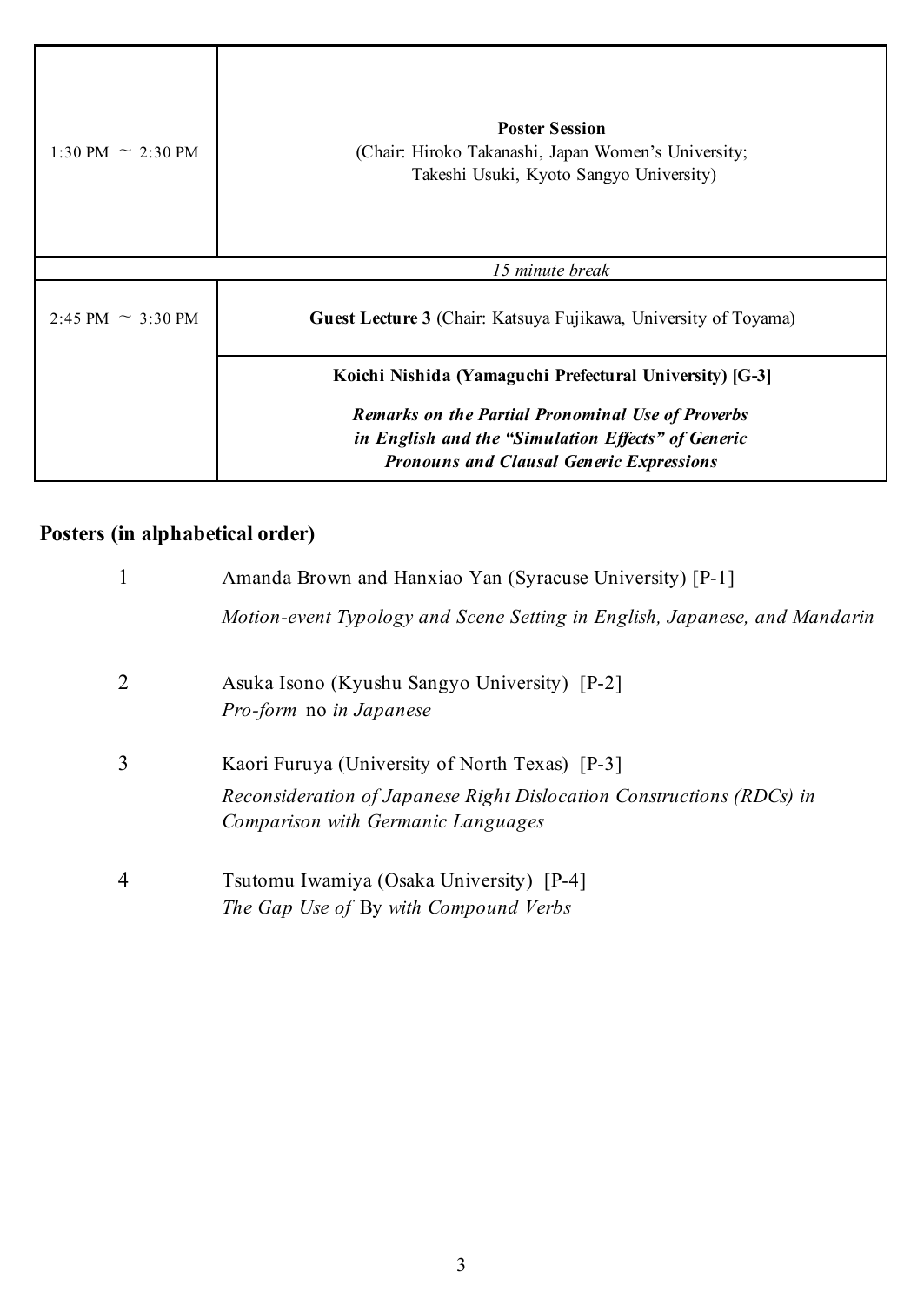| | |
|---|---|
| 1:30 PM ～ 2:30 PM | **Poster Session**<br>(Chair: Hiroko Takanashi, Japan Women's University;<br>Takeshi Usuki, Kyoto Sangyo University) |
| *15 minute break* | |
| 2:45 PM ～ 3:30 PM | **Guest Lecture 3** (Chair: Katsuya Fujikawa, University of Toyama) |
| | **Koichi Nishida (Yamaguchi Prefectural University) [G-3]**<br>***Remarks on the Partial Pronominal Use of Proverbs in English and the "Simulation Effects" of Generic Pronouns and Clausal Generic Expressions*** |

## Posters (in alphabetical order)

1. Amanda Brown and Hanxiao Yan (Syracuse University) [P-1]
   *Motion-event Typology and Scene Setting in English, Japanese, and Mandarin*

2. Asuka Isono (Kyushu Sangyo University) [P-2]
   *Pro-form* no *in Japanese*

3. Kaori Furuya (University of North Texas) [P-3]
   *Reconsideration of Japanese Right Dislocation Constructions (RDCs) in Comparison with Germanic Languages*

4. Tsutomu Iwamiya (Osaka University) [P-4]
   *The Gap Use of* By *with Compound Verbs*